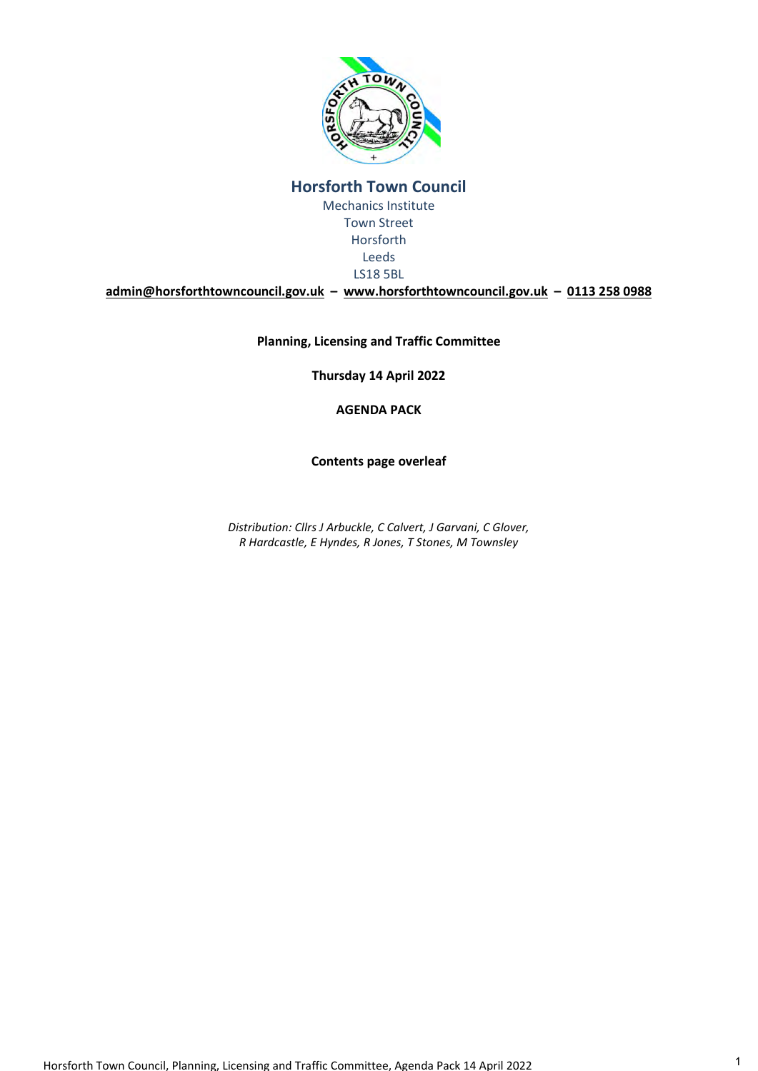# Horsforth Town Council

Mechanics Institute
Town Street
Horsforth
Leeds
LS18 5BL

**admin@horsforthtowncouncil.gov.uk – www.horsforthtowncouncil.gov.uk – 0113 258 0988**

**Planning, Licensing and Traffic Committee**

**Thursday 14 April 2022**

**AGENDA PACK**

**Contents page overleaf**

*Distribution: Cllrs J Arbuckle, C Calvert, J Garvani, C Glover, R Hardcastle, E Hyndes, R Jones, T Stones, M Townsley*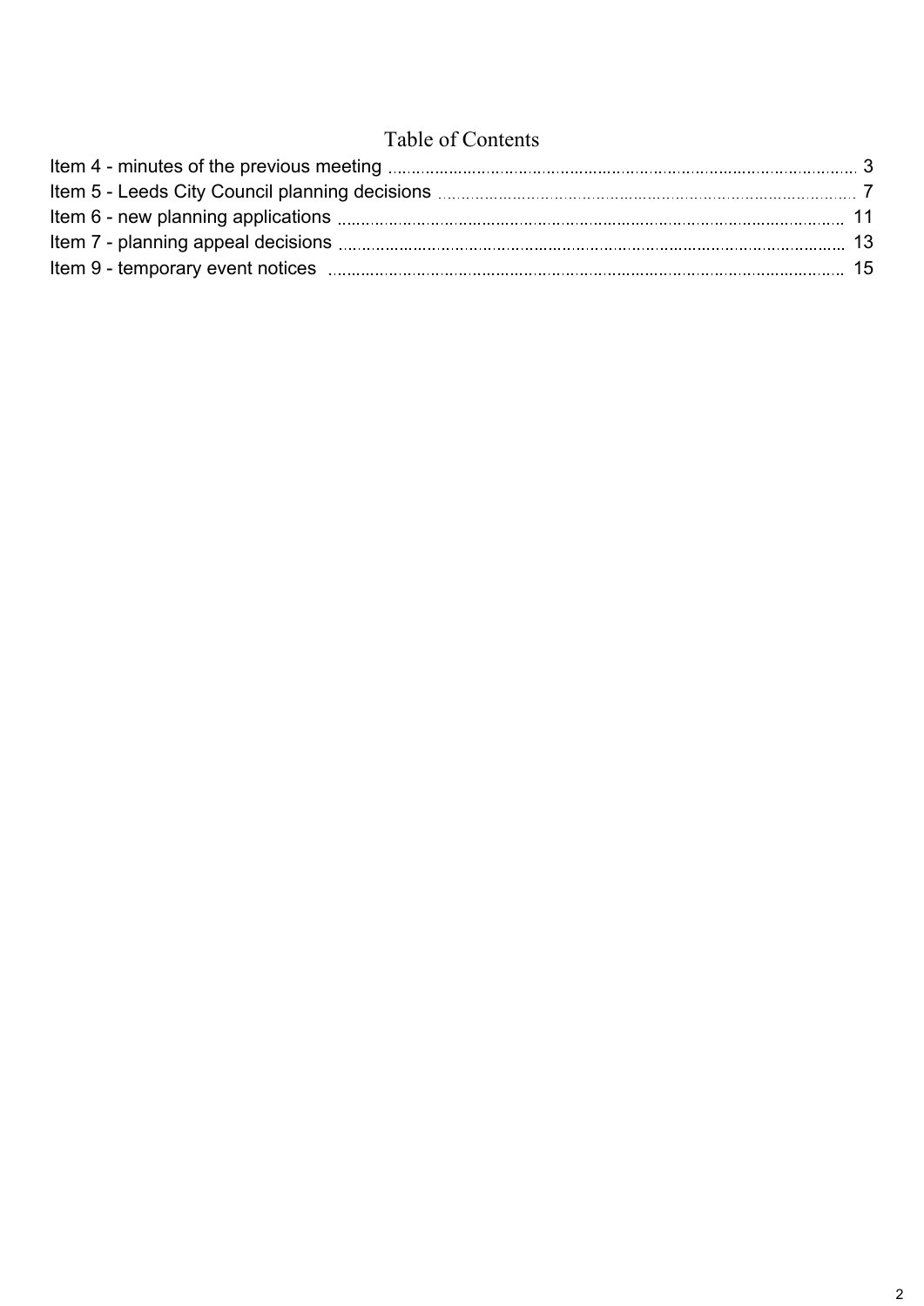# Table of Contents

Item 4 - minutes of the previous meeting ........ 3

Item 5 - Leeds City Council planning decisions ........ 7

Item 6 - new planning applications ........ 11

Item 7 - planning appeal decisions ........ 13

Item 9 - temporary event notices ........ 15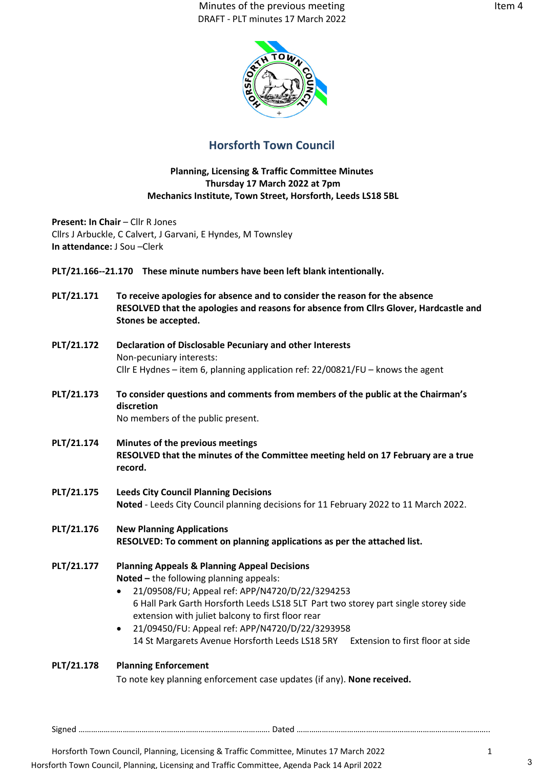Minutes of the previous meeting
DRAFT - PLT minutes 17 March 2022

Item 4

# Horsforth Town Council

**Planning, Licensing & Traffic Committee Minutes**
**Thursday 17 March 2022 at 7pm**
**Mechanics Institute, Town Street, Horsforth, Leeds LS18 5BL**

**Present: In Chair** – Cllr R Jones
Cllrs J Arbuckle, C Calvert, J Garvani, E Hyndes, M Townsley
**In attendance:** J Sou –Clerk

**PLT/21.166--21.170 These minute numbers have been left blank intentionally.**

**PLT/21.171 To receive apologies for absence and to consider the reason for the absence**
**RESOLVED that the apologies and reasons for absence from Cllrs Glover, Hardcastle and Stones be accepted.**

**PLT/21.172 Declaration of Disclosable Pecuniary and other Interests**
Non-pecuniary interests:
Cllr E Hydnes – item 6, planning application ref: 22/00821/FU – knows the agent

**PLT/21.173 To consider questions and comments from members of the public at the Chairman's discretion**
No members of the public present.

**PLT/21.174 Minutes of the previous meetings**
**RESOLVED that the minutes of the Committee meeting held on 17 February are a true record.**

**PLT/21.175 Leeds City Council Planning Decisions**
**Noted** - Leeds City Council planning decisions for 11 February 2022 to 11 March 2022.

**PLT/21.176 New Planning Applications**
**RESOLVED: To comment on planning applications as per the attached list.**

**PLT/21.177 Planning Appeals & Planning Appeal Decisions**
**Noted –** the following planning appeals:

- 21/09508/FU; Appeal ref: APP/N4720/D/22/3294253
  6 Hall Park Garth Horsforth Leeds LS18 5LT Part two storey part single storey side extension with juliet balcony to first floor rear
- 21/09450/FU: Appeal ref: APP/N4720/D/22/3293958
  14 St Margarets Avenue Horsforth Leeds LS18 5RY Extension to first floor at side

**PLT/21.178 Planning Enforcement**
To note key planning enforcement case updates (if any). **None received.**

Signed ……………………………………………………………………………… Dated ………………………………………………………………………………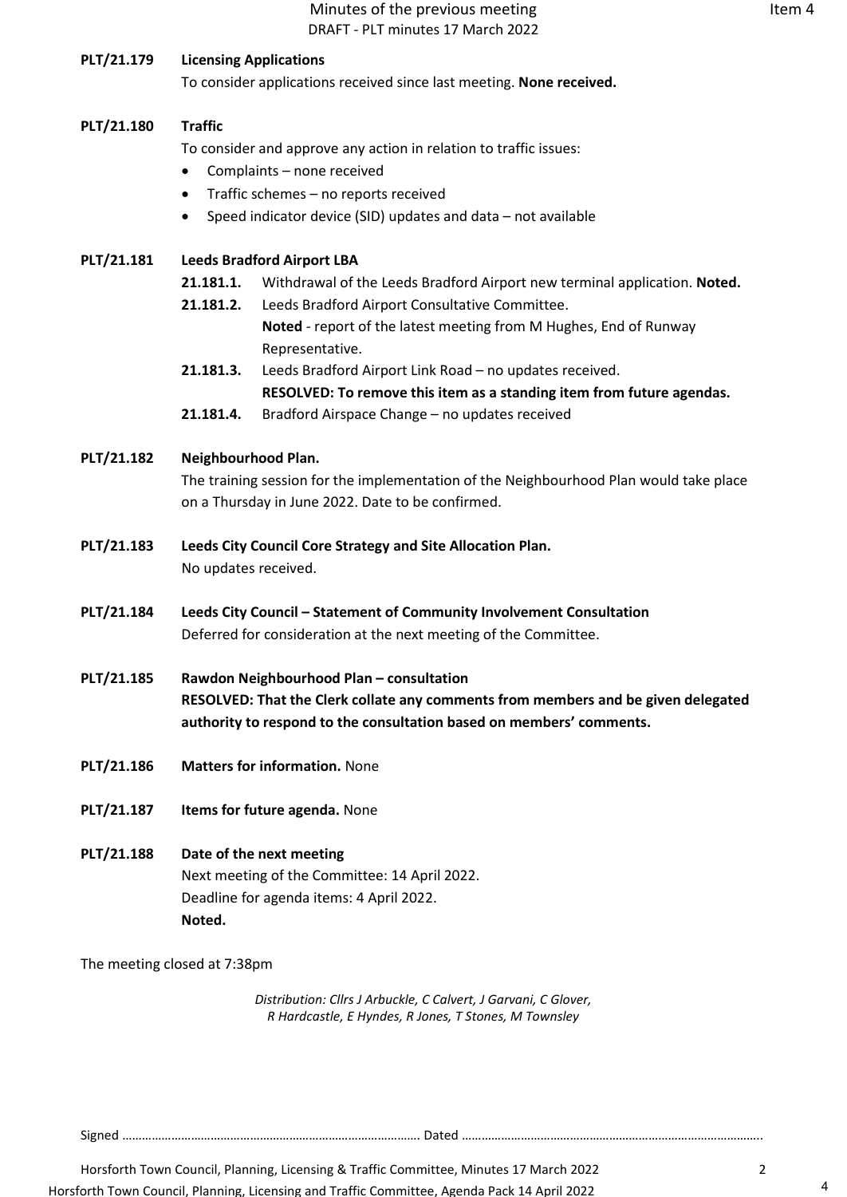**PLT/21.179 Licensing Applications**

To consider applications received since last meeting. **None received.**

**PLT/21.180 Traffic**

To consider and approve any action in relation to traffic issues:

- Complaints – none received
- Traffic schemes – no reports received
- Speed indicator device (SID) updates and data – not available

**PLT/21.181 Leeds Bradford Airport LBA**

**21.181.1.** Withdrawal of the Leeds Bradford Airport new terminal application. **Noted.**

**21.181.2.** Leeds Bradford Airport Consultative Committee.
**Noted** - report of the latest meeting from M Hughes, End of Runway Representative.

**21.181.3.** Leeds Bradford Airport Link Road – no updates received.
**RESOLVED: To remove this item as a standing item from future agendas.**

**21.181.4.** Bradford Airspace Change – no updates received

**PLT/21.182 Neighbourhood Plan.**

The training session for the implementation of the Neighbourhood Plan would take place on a Thursday in June 2022. Date to be confirmed.

**PLT/21.183 Leeds City Council Core Strategy and Site Allocation Plan.**

No updates received.

**PLT/21.184 Leeds City Council – Statement of Community Involvement Consultation**

Deferred for consideration at the next meeting of the Committee.

**PLT/21.185 Rawdon Neighbourhood Plan – consultation**

**RESOLVED: That the Clerk collate any comments from members and be given delegated authority to respond to the consultation based on members' comments.**

**PLT/21.186 Matters for information.** None

**PLT/21.187 Items for future agenda.** None

**PLT/21.188 Date of the next meeting**

Next meeting of the Committee: 14 April 2022.
Deadline for agenda items: 4 April 2022.
**Noted.**

The meeting closed at 7:38pm

*Distribution: Cllrs J Arbuckle, C Calvert, J Garvani, C Glover, R Hardcastle, E Hyndes, R Jones, T Stones, M Townsley*

Signed ………………………………………………………………………………. Dated ……………………………………………………………………………….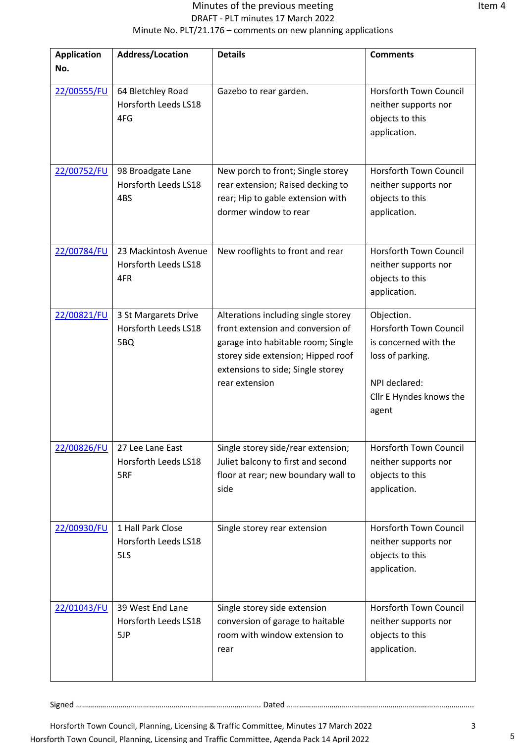Minutes of the previous meeting

DRAFT - PLT minutes 17 March 2022

Minute No. PLT/21.176 – comments on new planning applications

| Application No. | Address/Location | Details | Comments |
|---|---|---|---|
| 22/00555/FU | 64 Bletchley Road Horsforth Leeds LS18 4FG | Gazebo to rear garden. | Horsforth Town Council neither supports nor objects to this application. |
| 22/00752/FU | 98 Broadgate Lane Horsforth Leeds LS18 4BS | New porch to front; Single storey rear extension; Raised decking to rear; Hip to gable extension with dormer window to rear | Horsforth Town Council neither supports nor objects to this application. |
| 22/00784/FU | 23 Mackintosh Avenue Horsforth Leeds LS18 4FR | New rooflights to front and rear | Horsforth Town Council neither supports nor objects to this application. |
| 22/00821/FU | 3 St Margarets Drive Horsforth Leeds LS18 5BQ | Alterations including single storey front extension and conversion of garage into habitable room; Single storey side extension; Hipped roof extensions to side; Single storey rear extension | Objection. Horsforth Town Council is concerned with the loss of parking.<br><br>NPI declared: Cllr E Hyndes knows the agent |
| 22/00826/FU | 27 Lee Lane East Horsforth Leeds LS18 5RF | Single storey side/rear extension; Juliet balcony to first and second floor at rear; new boundary wall to side | Horsforth Town Council neither supports nor objects to this application. |
| 22/00930/FU | 1 Hall Park Close Horsforth Leeds LS18 5LS | Single storey rear extension | Horsforth Town Council neither supports nor objects to this application. |
| 22/01043/FU | 39 West End Lane Horsforth Leeds LS18 5JP | Single storey side extension conversion of garage to haitable room with window extension to rear | Horsforth Town Council neither supports nor objects to this application. |

Signed ……………………………………………………………………………… Dated ………………………………………………………………………………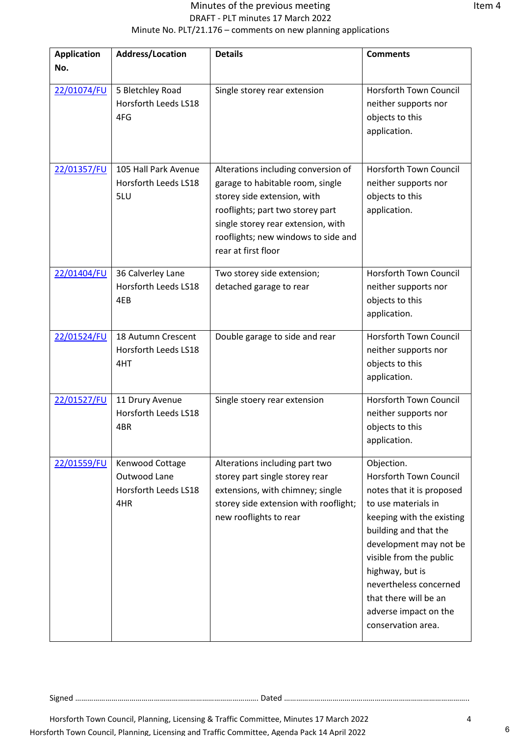Minutes of the previous meeting

DRAFT - PLT minutes 17 March 2022

Minute No. PLT/21.176 – comments on new planning applications

Item 4

| Application No. | Address/Location | Details | Comments |
|---|---|---|---|
| 22/01074/FU | 5 Bletchley Road Horsforth Leeds LS18 4FG | Single storey rear extension | Horsforth Town Council neither supports nor objects to this application. |
| 22/01357/FU | 105 Hall Park Avenue Horsforth Leeds LS18 5LU | Alterations including conversion of garage to habitable room, single storey side extension, with rooflights; part two storey part single storey rear extension, with rooflights; new windows to side and rear at first floor | Horsforth Town Council neither supports nor objects to this application. |
| 22/01404/FU | 36 Calverley Lane Horsforth Leeds LS18 4EB | Two storey side extension; detached garage to rear | Horsforth Town Council neither supports nor objects to this application. |
| 22/01524/FU | 18 Autumn Crescent Horsforth Leeds LS18 4HT | Double garage to side and rear | Horsforth Town Council neither supports nor objects to this application. |
| 22/01527/FU | 11 Drury Avenue Horsforth Leeds LS18 4BR | Single stoery rear extension | Horsforth Town Council neither supports nor objects to this application. |
| 22/01559/FU | Kenwood Cottage Outwood Lane Horsforth Leeds LS18 4HR | Alterations including part two storey part single storey rear extensions, with chimney; single storey side extension with rooflight; new rooflights to rear | Objection. Horsforth Town Council notes that it is proposed to use materials in keeping with the existing building and that the development may not be visible from the public highway, but is nevertheless concerned that there will be an adverse impact on the conservation area. |

Signed ……………………………………………………………………………… Dated ………………………………………………………………………………

Horsforth Town Council, Planning, Licensing & Traffic Committee, Minutes 17 March 2022

Horsforth Town Council, Planning, Licensing and Traffic Committee, Agenda Pack 14 April 2022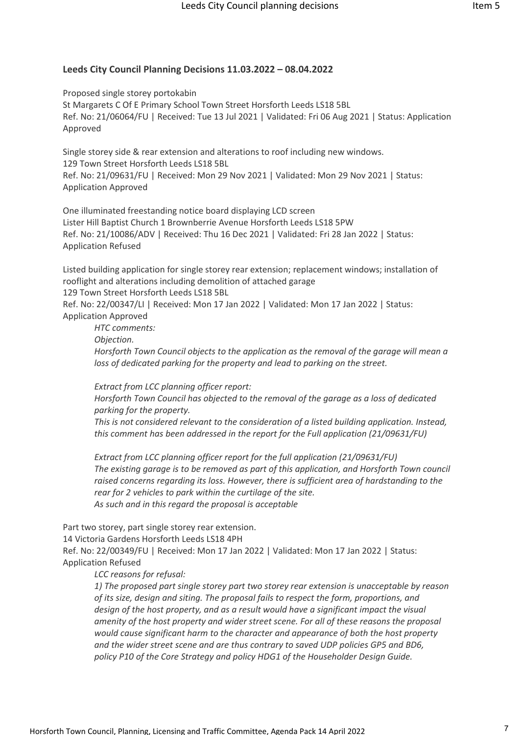**Leeds City Council Planning Decisions 11.03.2022 – 08.04.2022**

Proposed single storey portokabin
St Margarets C Of E Primary School Town Street Horsforth Leeds LS18 5BL
Ref. No: 21/06064/FU | Received: Tue 13 Jul 2021 | Validated: Fri 06 Aug 2021 | Status: Application Approved

Single storey side & rear extension and alterations to roof including new windows.
129 Town Street Horsforth Leeds LS18 5BL
Ref. No: 21/09631/FU | Received: Mon 29 Nov 2021 | Validated: Mon 29 Nov 2021 | Status: Application Approved

One illuminated freestanding notice board displaying LCD screen
Lister Hill Baptist Church 1 Brownberrie Avenue Horsforth Leeds LS18 5PW
Ref. No: 21/10086/ADV | Received: Thu 16 Dec 2021 | Validated: Fri 28 Jan 2022 | Status: Application Refused

Listed building application for single storey rear extension; replacement windows; installation of rooflight and alterations including demolition of attached garage
129 Town Street Horsforth Leeds LS18 5BL
Ref. No: 22/00347/LI | Received: Mon 17 Jan 2022 | Validated: Mon 17 Jan 2022 | Status: Application Approved

> *HTC comments:*
> *Objection.*
> *Horsforth Town Council objects to the application as the removal of the garage will mean a loss of dedicated parking for the property and lead to parking on the street.*
>
> *Extract from LCC planning officer report:*
> *Horsforth Town Council has objected to the removal of the garage as a loss of dedicated parking for the property.*
> *This is not considered relevant to the consideration of a listed building application. Instead, this comment has been addressed in the report for the Full application (21/09631/FU)*
>
> *Extract from LCC planning officer report for the full application (21/09631/FU)*
> *The existing garage is to be removed as part of this application, and Horsforth Town council raised concerns regarding its loss. However, there is sufficient area of hardstanding to the rear for 2 vehicles to park within the curtilage of the site.*
> *As such and in this regard the proposal is acceptable*

Part two storey, part single storey rear extension.
14 Victoria Gardens Horsforth Leeds LS18 4PH
Ref. No: 22/00349/FU | Received: Mon 17 Jan 2022 | Validated: Mon 17 Jan 2022 | Status: Application Refused

> *LCC reasons for refusal:*
> *1) The proposed part single storey part two storey rear extension is unacceptable by reason of its size, design and siting. The proposal fails to respect the form, proportions, and design of the host property, and as a result would have a significant impact the visual amenity of the host property and wider street scene. For all of these reasons the proposal would cause significant harm to the character and appearance of both the host property and the wider street scene and are thus contrary to saved UDP policies GP5 and BD6, policy P10 of the Core Strategy and policy HDG1 of the Householder Design Guide.*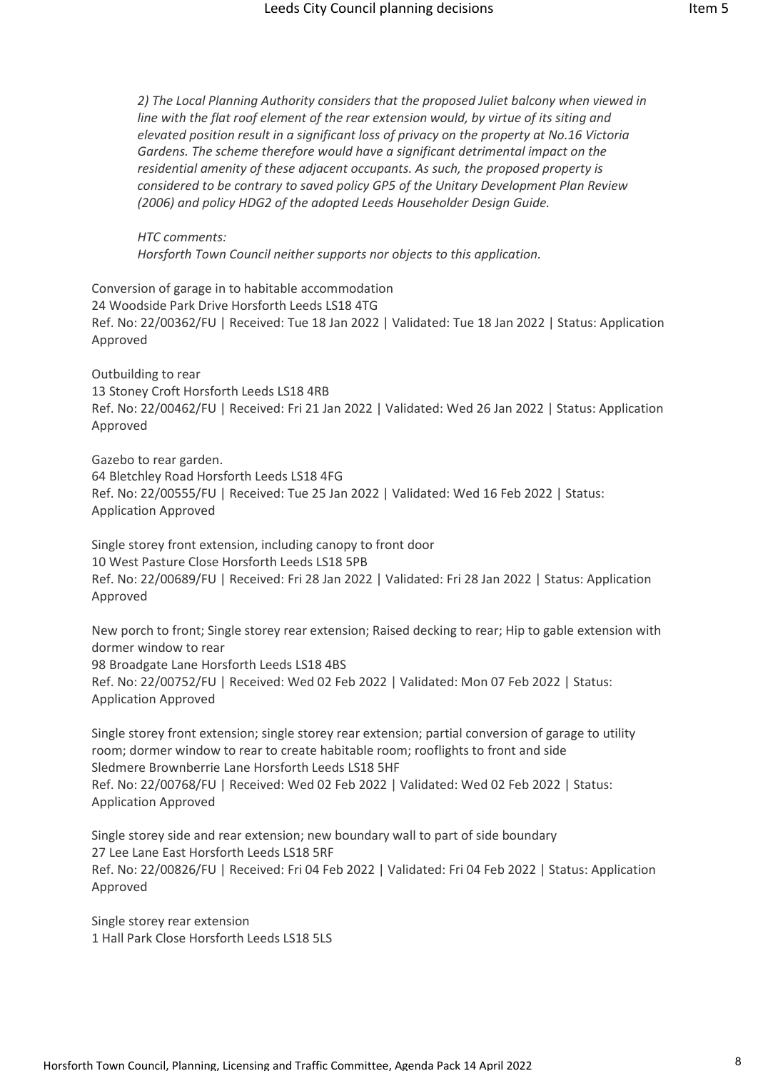*2) The Local Planning Authority considers that the proposed Juliet balcony when viewed in line with the flat roof element of the rear extension would, by virtue of its siting and elevated position result in a significant loss of privacy on the property at No.16 Victoria Gardens. The scheme therefore would have a significant detrimental impact on the residential amenity of these adjacent occupants. As such, the proposed property is considered to be contrary to saved policy GP5 of the Unitary Development Plan Review (2006) and policy HDG2 of the adopted Leeds Householder Design Guide.*

*HTC comments:*
*Horsforth Town Council neither supports nor objects to this application.*

Conversion of garage in to habitable accommodation
24 Woodside Park Drive Horsforth Leeds LS18 4TG
Ref. No: 22/00362/FU | Received: Tue 18 Jan 2022 | Validated: Tue 18 Jan 2022 | Status: Application Approved

Outbuilding to rear
13 Stoney Croft Horsforth Leeds LS18 4RB
Ref. No: 22/00462/FU | Received: Fri 21 Jan 2022 | Validated: Wed 26 Jan 2022 | Status: Application Approved

Gazebo to rear garden.
64 Bletchley Road Horsforth Leeds LS18 4FG
Ref. No: 22/00555/FU | Received: Tue 25 Jan 2022 | Validated: Wed 16 Feb 2022 | Status: Application Approved

Single storey front extension, including canopy to front door
10 West Pasture Close Horsforth Leeds LS18 5PB
Ref. No: 22/00689/FU | Received: Fri 28 Jan 2022 | Validated: Fri 28 Jan 2022 | Status: Application Approved

New porch to front; Single storey rear extension; Raised decking to rear; Hip to gable extension with dormer window to rear
98 Broadgate Lane Horsforth Leeds LS18 4BS
Ref. No: 22/00752/FU | Received: Wed 02 Feb 2022 | Validated: Mon 07 Feb 2022 | Status: Application Approved

Single storey front extension; single storey rear extension; partial conversion of garage to utility room; dormer window to rear to create habitable room; rooflights to front and side
Sledmere Brownberrie Lane Horsforth Leeds LS18 5HF
Ref. No: 22/00768/FU | Received: Wed 02 Feb 2022 | Validated: Wed 02 Feb 2022 | Status: Application Approved

Single storey side and rear extension; new boundary wall to part of side boundary
27 Lee Lane East Horsforth Leeds LS18 5RF
Ref. No: 22/00826/FU | Received: Fri 04 Feb 2022 | Validated: Fri 04 Feb 2022 | Status: Application Approved

Single storey rear extension
1 Hall Park Close Horsforth Leeds LS18 5LS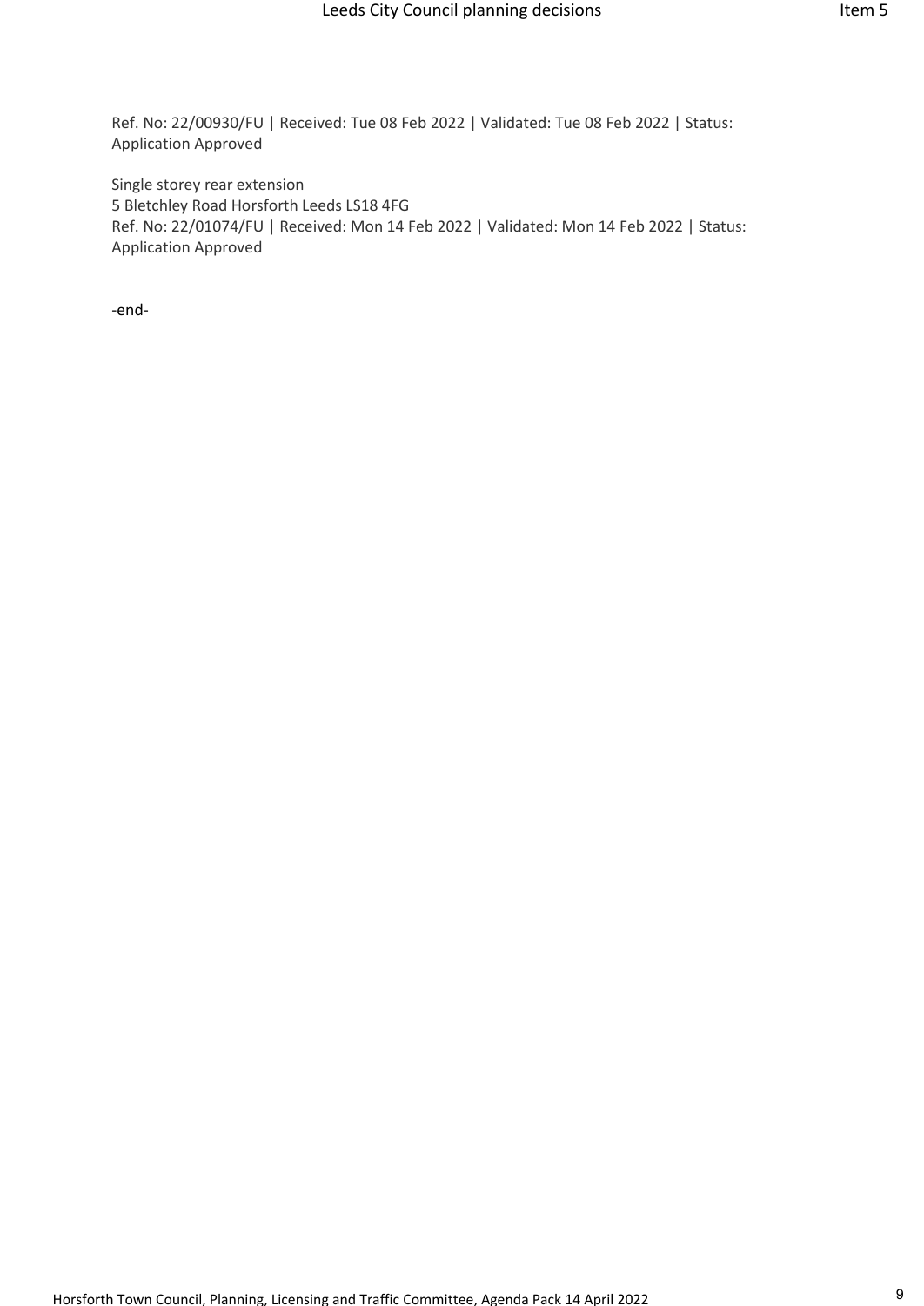Ref. No: 22/00930/FU | Received: Tue 08 Feb 2022 | Validated: Tue 08 Feb 2022 | Status: Application Approved

Single storey rear extension
5 Bletchley Road Horsforth Leeds LS18 4FG
Ref. No: 22/01074/FU | Received: Mon 14 Feb 2022 | Validated: Mon 14 Feb 2022 | Status: Application Approved

-end-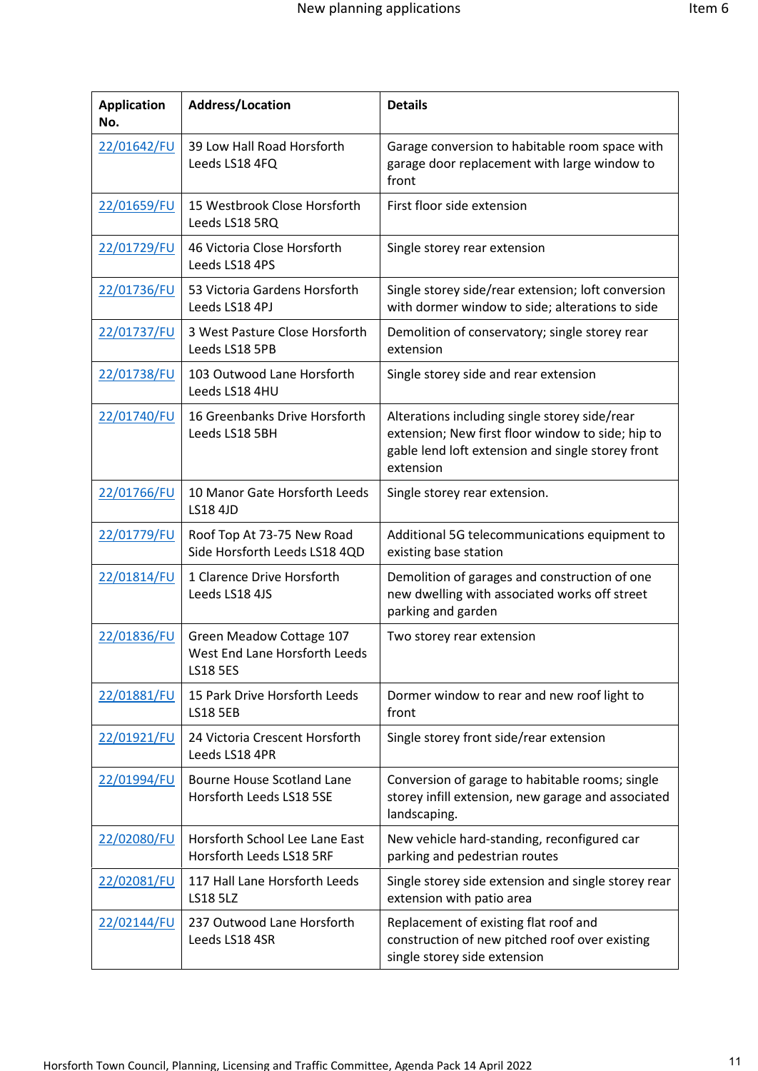| Application No. | Address/Location | Details |
|---|---|---|
| 22/01642/FU | 39 Low Hall Road Horsforth Leeds LS18 4FQ | Garage conversion to habitable room space with garage door replacement with large window to front |
| 22/01659/FU | 15 Westbrook Close Horsforth Leeds LS18 5RQ | First floor side extension |
| 22/01729/FU | 46 Victoria Close Horsforth Leeds LS18 4PS | Single storey rear extension |
| 22/01736/FU | 53 Victoria Gardens Horsforth Leeds LS18 4PJ | Single storey side/rear extension; loft conversion with dormer window to side; alterations to side |
| 22/01737/FU | 3 West Pasture Close Horsforth Leeds LS18 5PB | Demolition of conservatory; single storey rear extension |
| 22/01738/FU | 103 Outwood Lane Horsforth Leeds LS18 4HU | Single storey side and rear extension |
| 22/01740/FU | 16 Greenbanks Drive Horsforth Leeds LS18 5BH | Alterations including single storey side/rear extension; New first floor window to side; hip to gable lend loft extension and single storey front extension |
| 22/01766/FU | 10 Manor Gate Horsforth Leeds LS18 4JD | Single storey rear extension. |
| 22/01779/FU | Roof Top At 73-75 New Road Side Horsforth Leeds LS18 4QD | Additional 5G telecommunications equipment to existing base station |
| 22/01814/FU | 1 Clarence Drive Horsforth Leeds LS18 4JS | Demolition of garages and construction of one new dwelling with associated works off street parking and garden |
| 22/01836/FU | Green Meadow Cottage 107 West End Lane Horsforth Leeds LS18 5ES | Two storey rear extension |
| 22/01881/FU | 15 Park Drive Horsforth Leeds LS18 5EB | Dormer window to rear and new roof light to front |
| 22/01921/FU | 24 Victoria Crescent Horsforth Leeds LS18 4PR | Single storey front side/rear extension |
| 22/01994/FU | Bourne House Scotland Lane Horsforth Leeds LS18 5SE | Conversion of garage to habitable rooms; single storey infill extension, new garage and associated landscaping. |
| 22/02080/FU | Horsforth School Lee Lane East Horsforth Leeds LS18 5RF | New vehicle hard-standing, reconfigured car parking and pedestrian routes |
| 22/02081/FU | 117 Hall Lane Horsforth Leeds LS18 5LZ | Single storey side extension and single storey rear extension with patio area |
| 22/02144/FU | 237 Outwood Lane Horsforth Leeds LS18 4SR | Replacement of existing flat roof and construction of new pitched roof over existing single storey side extension |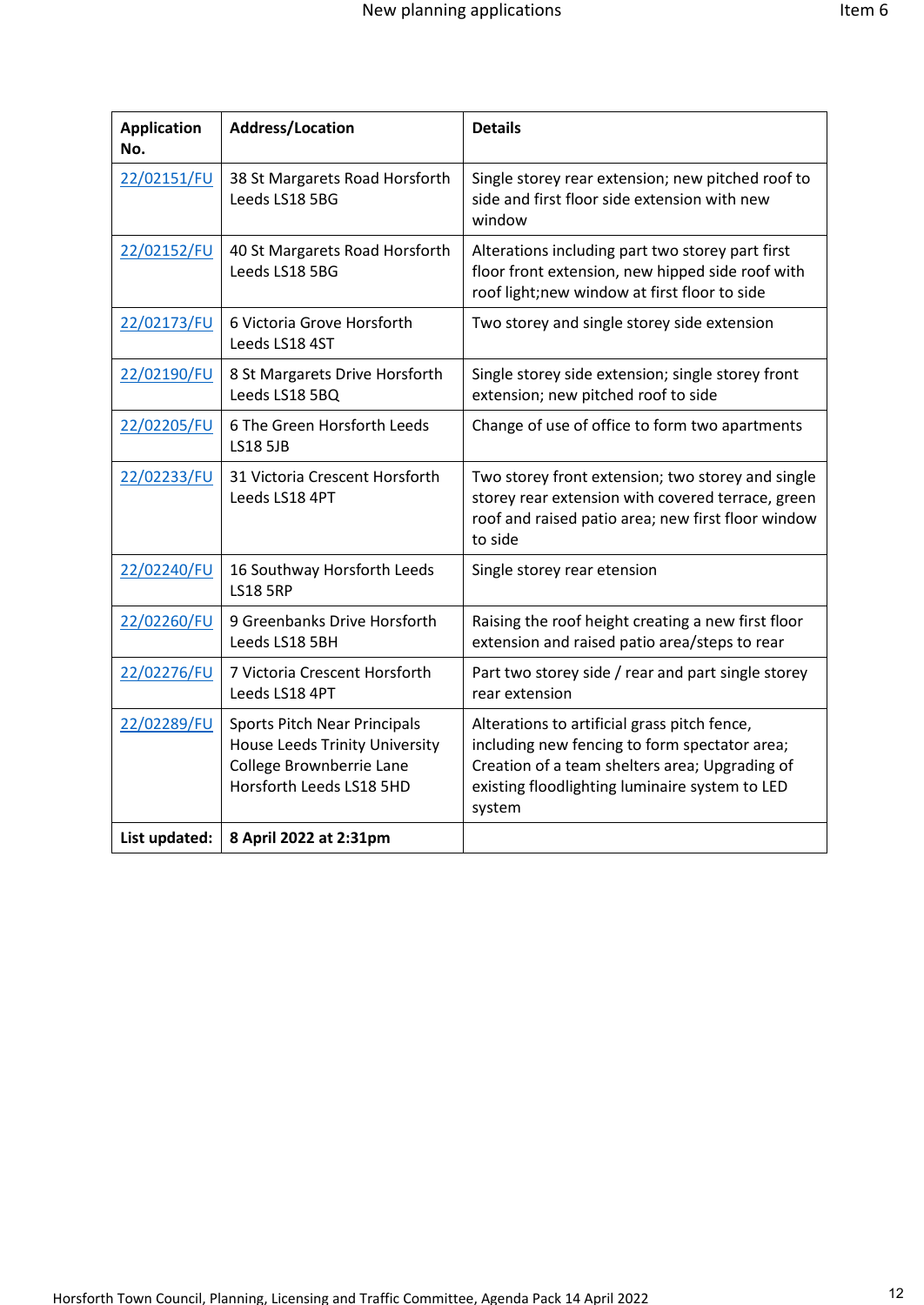| Application No. | Address/Location | Details |
|---|---|---|
| 22/02151/FU | 38 St Margarets Road Horsforth Leeds LS18 5BG | Single storey rear extension; new pitched roof to side and first floor side extension with new window |
| 22/02152/FU | 40 St Margarets Road Horsforth Leeds LS18 5BG | Alterations including part two storey part first floor front extension, new hipped side roof with roof light;new window at first floor to side |
| 22/02173/FU | 6 Victoria Grove Horsforth Leeds LS18 4ST | Two storey and single storey side extension |
| 22/02190/FU | 8 St Margarets Drive Horsforth Leeds LS18 5BQ | Single storey side extension; single storey front extension; new pitched roof to side |
| 22/02205/FU | 6 The Green Horsforth Leeds LS18 5JB | Change of use of office to form two apartments |
| 22/02233/FU | 31 Victoria Crescent Horsforth Leeds LS18 4PT | Two storey front extension; two storey and single storey rear extension with covered terrace, green roof and raised patio area; new first floor window to side |
| 22/02240/FU | 16 Southway Horsforth Leeds LS18 5RP | Single storey rear etension |
| 22/02260/FU | 9 Greenbanks Drive Horsforth Leeds LS18 5BH | Raising the roof height creating a new first floor extension and raised patio area/steps to rear |
| 22/02276/FU | 7 Victoria Crescent Horsforth Leeds LS18 4PT | Part two storey side / rear and part single storey rear extension |
| 22/02289/FU | Sports Pitch Near Principals House Leeds Trinity University College Brownberrie Lane Horsforth Leeds LS18 5HD | Alterations to artificial grass pitch fence, including new fencing to form spectator area; Creation of a team shelters area; Upgrading of existing floodlighting luminaire system to LED system |
| **List updated:** | **8 April 2022 at 2:31pm** | |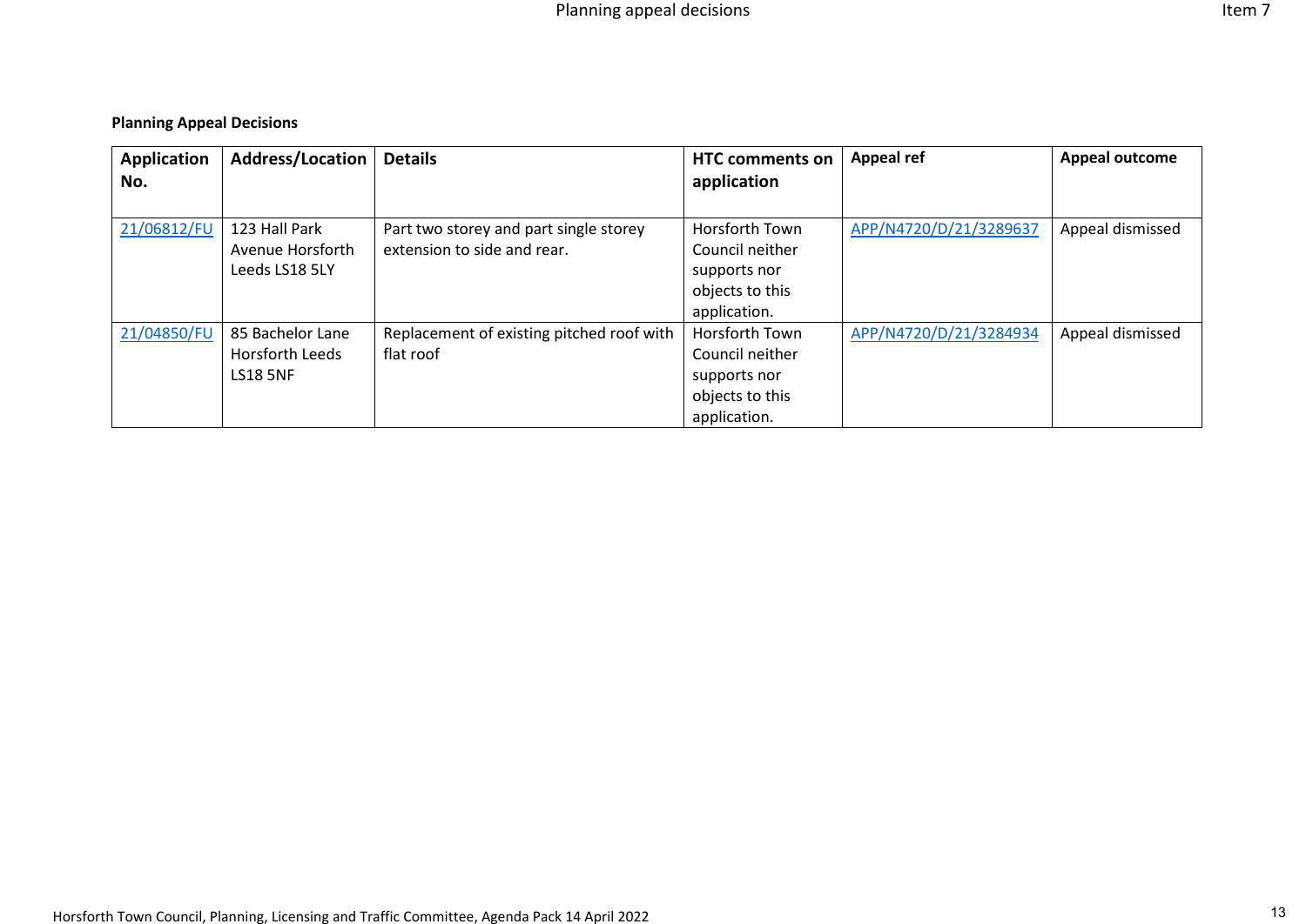**Planning Appeal Decisions**

| Application No. | Address/Location | Details | HTC comments on application | Appeal ref | Appeal outcome |
|---|---|---|---|---|---|
| 21/06812/FU | 123 Hall Park Avenue Horsforth Leeds LS18 5LY | Part two storey and part single storey extension to side and rear. | Horsforth Town Council neither supports nor objects to this application. | APP/N4720/D/21/3289637 | Appeal dismissed |
| 21/04850/FU | 85 Bachelor Lane Horsforth Leeds LS18 5NF | Replacement of existing pitched roof with flat roof | Horsforth Town Council neither supports nor objects to this application. | APP/N4720/D/21/3284934 | Appeal dismissed |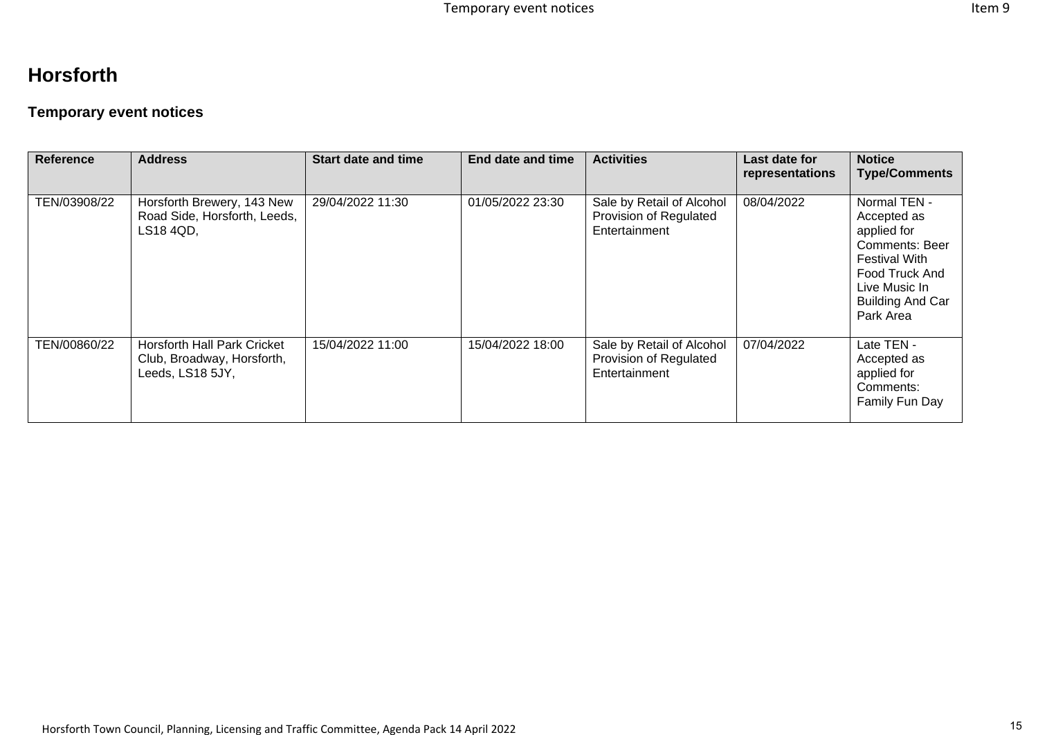# Horsforth

## Temporary event notices

| Reference | Address | Start date and time | End date and time | Activities | Last date for representations | Notice Type/Comments |
|---|---|---|---|---|---|---|
| TEN/03908/22 | Horsforth Brewery, 143 New Road Side, Horsforth, Leeds, LS18 4QD, | 29/04/2022 11:30 | 01/05/2022 23:30 | Sale by Retail of Alcohol Provision of Regulated Entertainment | 08/04/2022 | Normal TEN - Accepted as applied for Comments: Beer Festival With Food Truck And Live Music In Building And Car Park Area |
| TEN/00860/22 | Horsforth Hall Park Cricket Club, Broadway, Horsforth, Leeds, LS18 5JY, | 15/04/2022 11:00 | 15/04/2022 18:00 | Sale by Retail of Alcohol Provision of Regulated Entertainment | 07/04/2022 | Late TEN - Accepted as applied for Comments: Family Fun Day |